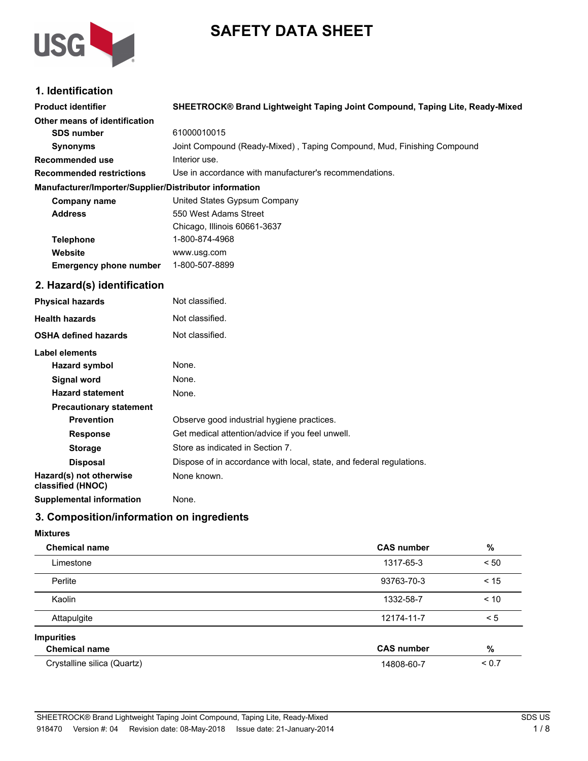# SAFETY DATA SHEET

## 1. Identification

| | |
|---|---|
| **Product identifier** | **SHEETROCK® Brand Lightweight Taping Joint Compound, Taping Lite, Ready-Mixed** |
| **Other means of identification** | |
| **SDS number** | 61000010015 |
| **Synonyms** | Joint Compound (Ready-Mixed) , Taping Compound, Mud, Finishing Compound |
| **Recommended use** | Interior use. |
| **Recommended restrictions** | Use in accordance with manufacturer's recommendations. |

**Manufacturer/Importer/Supplier/Distributor information**

| | |
|---|---|
| **Company name** | United States Gypsum Company |
| **Address** | 550 West Adams Street<br>Chicago, Illinois 60661-3637 |
| **Telephone** | 1-800-874-4968 |
| **Website** | www.usg.com |
| **Emergency phone number** | 1-800-507-8899 |

## 2. Hazard(s) identification

| | |
|---|---|
| **Physical hazards** | Not classified. |
| **Health hazards** | Not classified. |
| **OSHA defined hazards** | Not classified. |

**Label elements**

| | |
|---|---|
| **Hazard symbol** | None. |
| **Signal word** | None. |
| **Hazard statement** | None. |
| **Precautionary statement** | |
| **Prevention** | Observe good industrial hygiene practices. |
| **Response** | Get medical attention/advice if you feel unwell. |
| **Storage** | Store as indicated in Section 7. |
| **Disposal** | Dispose of in accordance with local, state, and federal regulations. |
| **Hazard(s) not otherwise classified (HNOC)** | None known. |
| **Supplemental information** | None. |

## 3. Composition/information on ingredients

**Mixtures**

| Chemical name | CAS number | % |
|---|---|---|
| Limestone | 1317-65-3 | < 50 |
| Perlite | 93763-70-3 | < 15 |
| Kaolin | 1332-58-7 | < 10 |
| Attapulgite | 12174-11-7 | < 5 |

**Impurities**

| Chemical name | CAS number | % |
|---|---|---|
| Crystalline silica (Quartz) | 14808-60-7 | < 0.7 |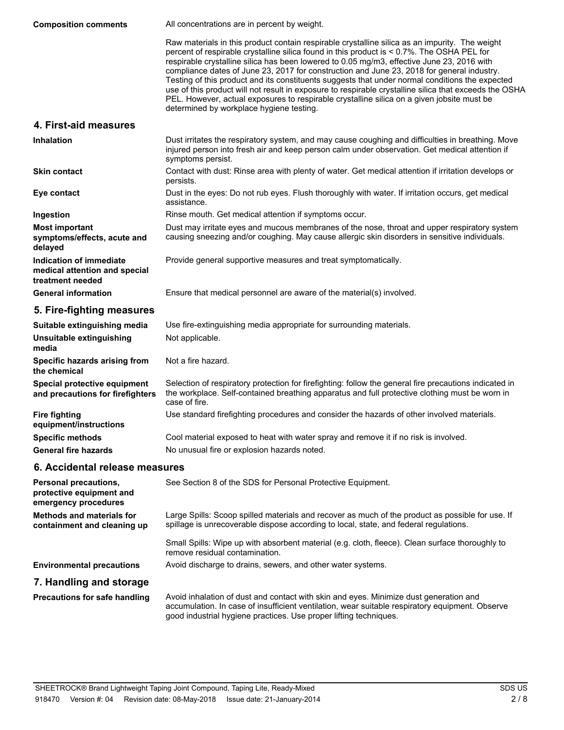| | |
|---|---|
| **Composition comments** | All concentrations are in percent by weight.<br><br>Raw materials in this product contain respirable crystalline silica as an impurity. The weight percent of respirable crystalline silica found in this product is < 0.7%. The OSHA PEL for respirable crystalline silica has been lowered to 0.05 mg/m3, effective June 23, 2016 with compliance dates of June 23, 2017 for construction and June 23, 2018 for general industry. Testing of this product and its constituents suggests that under normal conditions the expected use of this product will not result in exposure to respirable crystalline silica that exceeds the OSHA PEL. However, actual exposures to respirable crystalline silica on a given jobsite must be determined by workplace hygiene testing. |

## 4. First-aid measures

| | |
|---|---|
| **Inhalation** | Dust irritates the respiratory system, and may cause coughing and difficulties in breathing. Move injured person into fresh air and keep person calm under observation. Get medical attention if symptoms persist. |
| **Skin contact** | Contact with dust: Rinse area with plenty of water. Get medical attention if irritation develops or persists. |
| **Eye contact** | Dust in the eyes: Do not rub eyes. Flush thoroughly with water. If irritation occurs, get medical assistance. |
| **Ingestion** | Rinse mouth. Get medical attention if symptoms occur. |
| **Most important symptoms/effects, acute and delayed** | Dust may irritate eyes and mucous membranes of the nose, throat and upper respiratory system causing sneezing and/or coughing. May cause allergic skin disorders in sensitive individuals. |
| **Indication of immediate medical attention and special treatment needed** | Provide general supportive measures and treat symptomatically. |
| **General information** | Ensure that medical personnel are aware of the material(s) involved. |

## 5. Fire-fighting measures

| | |
|---|---|
| **Suitable extinguishing media** | Use fire-extinguishing media appropriate for surrounding materials. |
| **Unsuitable extinguishing media** | Not applicable. |
| **Specific hazards arising from the chemical** | Not a fire hazard. |
| **Special protective equipment and precautions for firefighters** | Selection of respiratory protection for firefighting: follow the general fire precautions indicated in the workplace. Self-contained breathing apparatus and full protective clothing must be worn in case of fire. |
| **Fire fighting equipment/instructions** | Use standard firefighting procedures and consider the hazards of other involved materials. |
| **Specific methods** | Cool material exposed to heat with water spray and remove it if no risk is involved. |
| **General fire hazards** | No unusual fire or explosion hazards noted. |

## 6. Accidental release measures

| | |
|---|---|
| **Personal precautions, protective equipment and emergency procedures** | See Section 8 of the SDS for Personal Protective Equipment. |
| **Methods and materials for containment and cleaning up** | Large Spills: Scoop spilled materials and recover as much of the product as possible for use. If spillage is unrecoverable dispose according to local, state, and federal regulations.<br><br>Small Spills: Wipe up with absorbent material (e.g. cloth, fleece). Clean surface thoroughly to remove residual contamination. |
| **Environmental precautions** | Avoid discharge to drains, sewers, and other water systems. |

## 7. Handling and storage

| | |
|---|---|
| **Precautions for safe handling** | Avoid inhalation of dust and contact with skin and eyes. Minimize dust generation and accumulation. In case of insufficient ventilation, wear suitable respiratory equipment. Observe good industrial hygiene practices. Use proper lifting techniques. |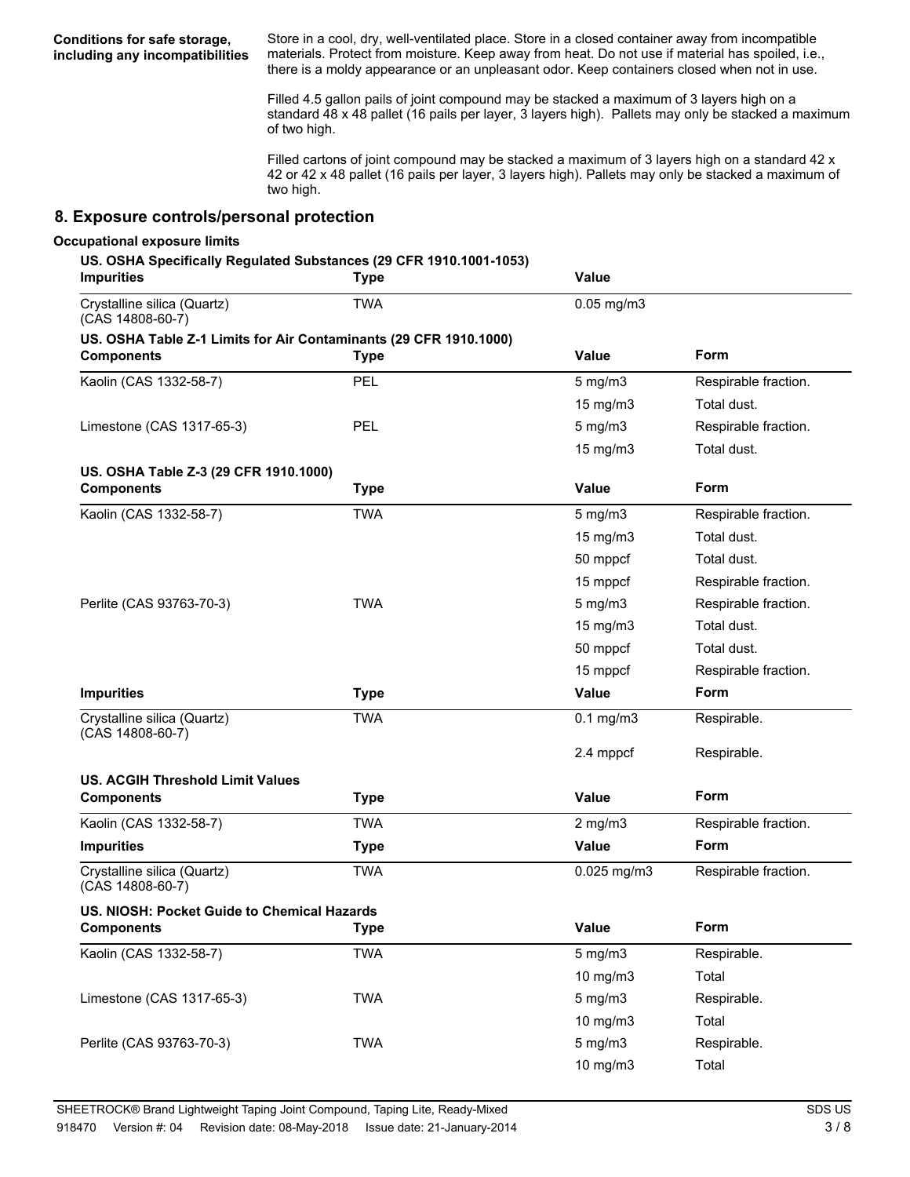**Conditions for safe storage, including any incompatibilities**

Store in a cool, dry, well-ventilated place. Store in a closed container away from incompatible materials. Protect from moisture. Keep away from heat. Do not use if material has spoiled, i.e., there is a moldy appearance or an unpleasant odor. Keep containers closed when not in use.

Filled 4.5 gallon pails of joint compound may be stacked a maximum of 3 layers high on a standard 48 x 48 pallet (16 pails per layer, 3 layers high). Pallets may only be stacked a maximum of two high.

Filled cartons of joint compound may be stacked a maximum of 3 layers high on a standard 42 x 42 or 42 x 48 pallet (16 pails per layer, 3 layers high). Pallets may only be stacked a maximum of two high.

## 8. Exposure controls/personal protection

**Occupational exposure limits**

**US. OSHA Specifically Regulated Substances (29 CFR 1910.1001-1053)**

| Impurities | Type | Value |
|---|---|---|
| Crystalline silica (Quartz) (CAS 14808-60-7) | TWA | 0.05 mg/m3 |

**US. OSHA Table Z-1 Limits for Air Contaminants (29 CFR 1910.1000)**

| Components | Type | Value | Form |
|---|---|---|---|
| Kaolin (CAS 1332-58-7) | PEL | 5 mg/m3 | Respirable fraction. |
| | | 15 mg/m3 | Total dust. |
| Limestone (CAS 1317-65-3) | PEL | 5 mg/m3 | Respirable fraction. |
| | | 15 mg/m3 | Total dust. |

**US. OSHA Table Z-3 (29 CFR 1910.1000)**

| Components | Type | Value | Form |
|---|---|---|---|
| Kaolin (CAS 1332-58-7) | TWA | 5 mg/m3 | Respirable fraction. |
| | | 15 mg/m3 | Total dust. |
| | | 50 mppcf | Total dust. |
| | | 15 mppcf | Respirable fraction. |
| Perlite (CAS 93763-70-3) | TWA | 5 mg/m3 | Respirable fraction. |
| | | 15 mg/m3 | Total dust. |
| | | 50 mppcf | Total dust. |
| | | 15 mppcf | Respirable fraction. |
| **Impurities** | **Type** | **Value** | **Form** |
| Crystalline silica (Quartz) (CAS 14808-60-7) | TWA | 0.1 mg/m3 | Respirable. |
| | | 2.4 mppcf | Respirable. |

**US. ACGIH Threshold Limit Values**

| Components | Type | Value | Form |
|---|---|---|---|
| Kaolin (CAS 1332-58-7) | TWA | 2 mg/m3 | Respirable fraction. |
| **Impurities** | **Type** | **Value** | **Form** |
| Crystalline silica (Quartz) (CAS 14808-60-7) | TWA | 0.025 mg/m3 | Respirable fraction. |

**US. NIOSH: Pocket Guide to Chemical Hazards**

| Components | Type | Value | Form |
|---|---|---|---|
| Kaolin (CAS 1332-58-7) | TWA | 5 mg/m3 | Respirable. |
| | | 10 mg/m3 | Total |
| Limestone (CAS 1317-65-3) | TWA | 5 mg/m3 | Respirable. |
| | | 10 mg/m3 | Total |
| Perlite (CAS 93763-70-3) | TWA | 5 mg/m3 | Respirable. |
| | | 10 mg/m3 | Total |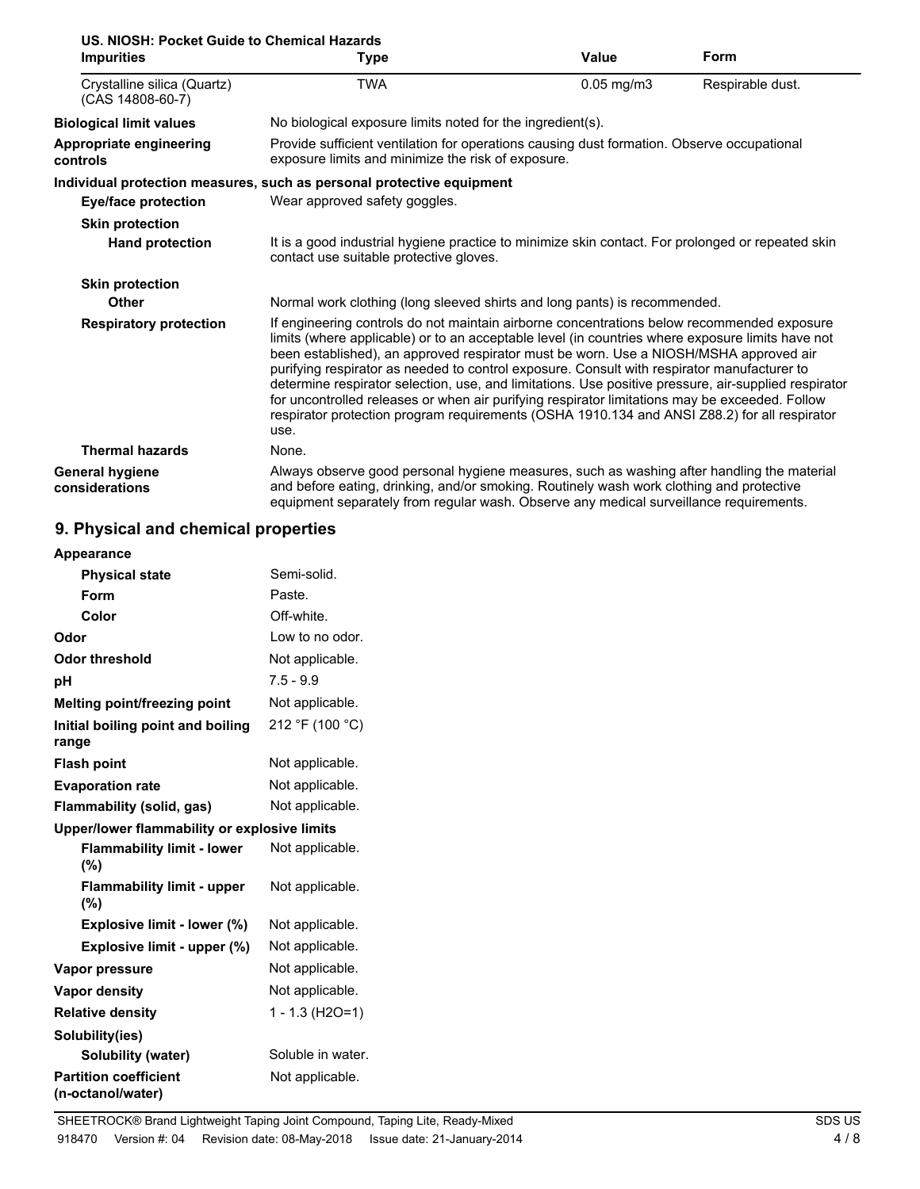**US. NIOSH: Pocket Guide to Chemical Hazards**

| Impurities | Type | Value | Form |
|---|---|---|---|
| Crystalline silica (Quartz) (CAS 14808-60-7) | TWA | 0.05 mg/m3 | Respirable dust. |

| | |
|---|---|
| **Biological limit values** | No biological exposure limits noted for the ingredient(s). |
| **Appropriate engineering controls** | Provide sufficient ventilation for operations causing dust formation. Observe occupational exposure limits and minimize the risk of exposure. |

**Individual protection measures, such as personal protective equipment**

| | |
|---|---|
| **Eye/face protection** | Wear approved safety goggles. |
| **Skin protection** | |
| **Hand protection** | It is a good industrial hygiene practice to minimize skin contact. For prolonged or repeated skin contact use suitable protective gloves. |
| **Skin protection** | |
| **Other** | Normal work clothing (long sleeved shirts and long pants) is recommended. |
| **Respiratory protection** | If engineering controls do not maintain airborne concentrations below recommended exposure limits (where applicable) or to an acceptable level (in countries where exposure limits have not been established), an approved respirator must be worn. Use a NIOSH/MSHA approved air purifying respirator as needed to control exposure. Consult with respirator manufacturer to determine respirator selection, use, and limitations. Use positive pressure, air-supplied respirator for uncontrolled releases or when air purifying respirator limitations may be exceeded. Follow respirator protection program requirements (OSHA 1910.134 and ANSI Z88.2) for all respirator use. |
| **Thermal hazards** | None. |
| **General hygiene considerations** | Always observe good personal hygiene measures, such as washing after handling the material and before eating, drinking, and/or smoking. Routinely wash work clothing and protective equipment separately from regular wash. Observe any medical surveillance requirements. |

## 9. Physical and chemical properties

| | |
|---|---|
| **Appearance** | |
| **Physical state** | Semi-solid. |
| **Form** | Paste. |
| **Color** | Off-white. |
| **Odor** | Low to no odor. |
| **Odor threshold** | Not applicable. |
| **pH** | 7.5 - 9.9 |
| **Melting point/freezing point** | Not applicable. |
| **Initial boiling point and boiling range** | 212 °F (100 °C) |
| **Flash point** | Not applicable. |
| **Evaporation rate** | Not applicable. |
| **Flammability (solid, gas)** | Not applicable. |
| **Upper/lower flammability or explosive limits** | |
| **Flammability limit - lower (%)** | Not applicable. |
| **Flammability limit - upper (%)** | Not applicable. |
| **Explosive limit - lower (%)** | Not applicable. |
| **Explosive limit - upper (%)** | Not applicable. |
| **Vapor pressure** | Not applicable. |
| **Vapor density** | Not applicable. |
| **Relative density** | 1 - 1.3 ($H_2O$=1) |
| **Solubility(ies)** | |
| **Solubility (water)** | Soluble in water. |
| **Partition coefficient (n-octanol/water)** | Not applicable. |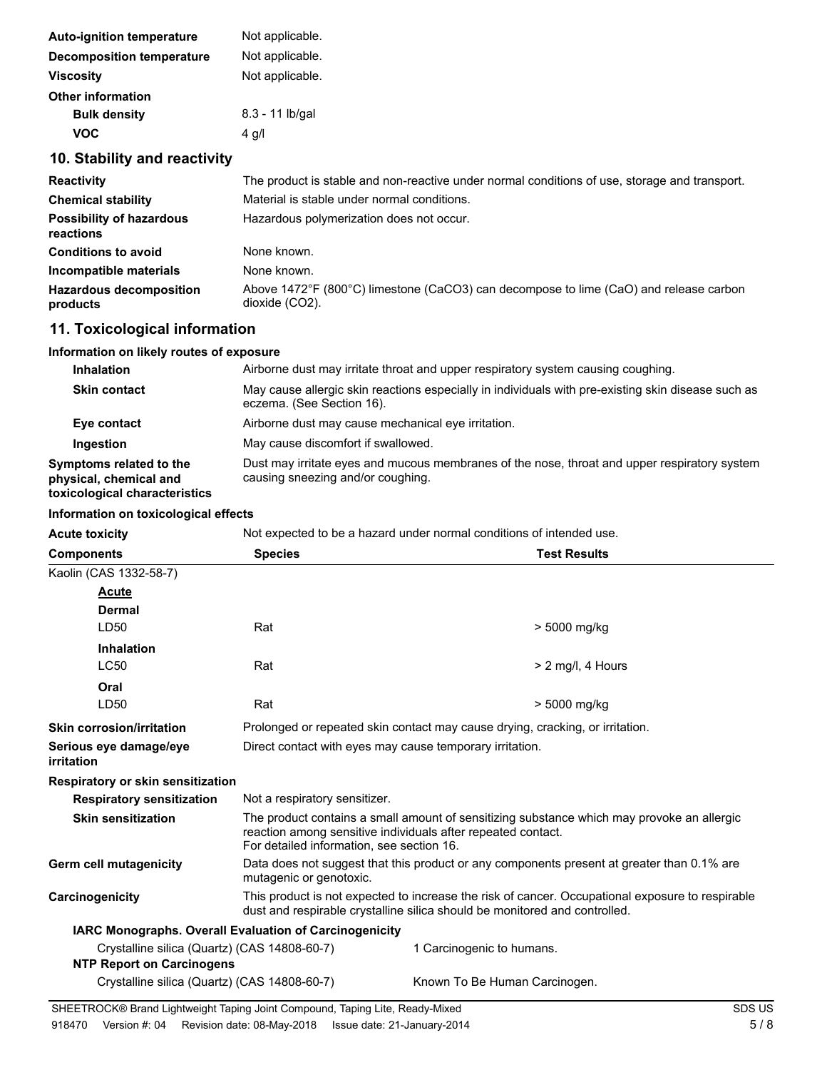| | |
|---|---|
| **Auto-ignition temperature** | Not applicable. |
| **Decomposition temperature** | Not applicable. |
| **Viscosity** | Not applicable. |
| **Other information** | |
| **Bulk density** | 8.3 - 11 lb/gal |
| **VOC** | 4 g/l |

## 10. Stability and reactivity

| | |
|---|---|
| **Reactivity** | The product is stable and non-reactive under normal conditions of use, storage and transport. |
| **Chemical stability** | Material is stable under normal conditions. |
| **Possibility of hazardous reactions** | Hazardous polymerization does not occur. |
| **Conditions to avoid** | None known. |
| **Incompatible materials** | None known. |
| **Hazardous decomposition products** | Above 1472°F (800°C) limestone ($CaCO_3$) can decompose to lime (CaO) and release carbon dioxide ($CO_2$). |

## 11. Toxicological information

**Information on likely routes of exposure**

| | |
|---|---|
| **Inhalation** | Airborne dust may irritate throat and upper respiratory system causing coughing. |
| **Skin contact** | May cause allergic skin reactions especially in individuals with pre-existing skin disease such as eczema. (See Section 16). |
| **Eye contact** | Airborne dust may cause mechanical eye irritation. |
| **Ingestion** | May cause discomfort if swallowed. |
| **Symptoms related to the physical, chemical and toxicological characteristics** | Dust may irritate eyes and mucous membranes of the nose, throat and upper respiratory system causing sneezing and/or coughing. |

**Information on toxicological effects**

**Acute toxicity** Not expected to be a hazard under normal conditions of intended use.

| Components | Species | Test Results |
|---|---|---|
| Kaolin (CAS 1332-58-7) | | |
| **Acute** | | |
| **Dermal** | | |
| LD50 | Rat | > 5000 mg/kg |
| **Inhalation** | | |
| LC50 | Rat | > 2 mg/l, 4 Hours |
| **Oral** | | |
| LD50 | Rat | > 5000 mg/kg |

| | |
|---|---|
| **Skin corrosion/irritation** | Prolonged or repeated skin contact may cause drying, cracking, or irritation. |
| **Serious eye damage/eye irritation** | Direct contact with eyes may cause temporary irritation. |
| **Respiratory or skin sensitization** | |
| **Respiratory sensitization** | Not a respiratory sensitizer. |
| **Skin sensitization** | The product contains a small amount of sensitizing substance which may provoke an allergic reaction among sensitive individuals after repeated contact. For detailed information, see section 16. |
| **Germ cell mutagenicity** | Data does not suggest that this product or any components present at greater than 0.1% are mutagenic or genotoxic. |
| **Carcinogenicity** | This product is not expected to increase the risk of cancer. Occupational exposure to respirable dust and respirable crystalline silica should be monitored and controlled. |

**IARC Monographs. Overall Evaluation of Carcinogenicity**

| | |
|---|---|
| Crystalline silica (Quartz) (CAS 14808-60-7) | 1 Carcinogenic to humans. |

**NTP Report on Carcinogens**

| | |
|---|---|
| Crystalline silica (Quartz) (CAS 14808-60-7) | Known To Be Human Carcinogen. |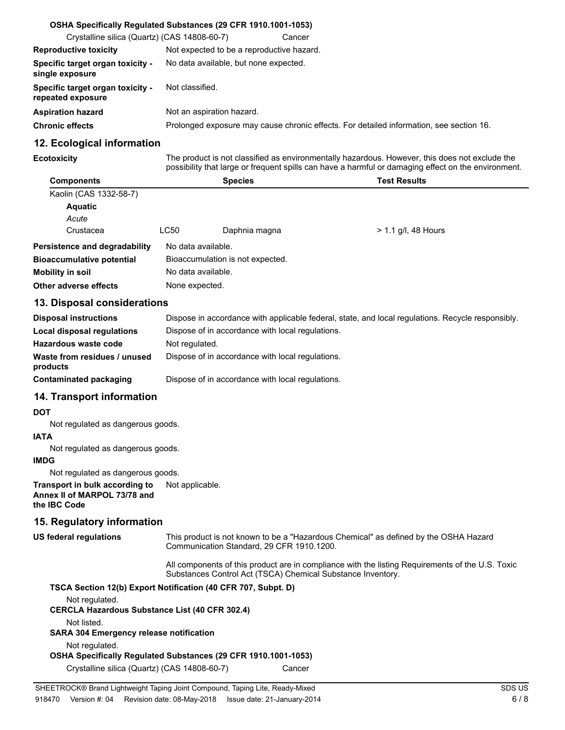**OSHA Specifically Regulated Substances (29 CFR 1910.1001-1053)**

| | |
|---|---|
| Crystalline silica (Quartz) (CAS 14808-60-7) | Cancer |

| | |
|---|---|
| **Reproductive toxicity** | Not expected to be a reproductive hazard. |
| **Specific target organ toxicity - single exposure** | No data available, but none expected. |
| **Specific target organ toxicity - repeated exposure** | Not classified. |
| **Aspiration hazard** | Not an aspiration hazard. |
| **Chronic effects** | Prolonged exposure may cause chronic effects. For detailed information, see section 16. |

## 12. Ecological information

**Ecotoxicity** The product is not classified as environmentally hazardous. However, this does not exclude the possibility that large or frequent spills can have a harmful or damaging effect on the environment.

| Components | | Species | Test Results |
|---|---|---|---|
| Kaolin (CAS 1332-58-7) | | | |
| **Aquatic** | | | |
| *Acute* | | | |
| Crustacea | LC50 | Daphnia magna | > 1.1 g/l, 48 Hours |

| | |
|---|---|
| **Persistence and degradability** | No data available. |
| **Bioaccumulative potential** | Bioaccumulation is not expected. |
| **Mobility in soil** | No data available. |
| **Other adverse effects** | None expected. |

## 13. Disposal considerations

| | |
|---|---|
| **Disposal instructions** | Dispose in accordance with applicable federal, state, and local regulations. Recycle responsibly. |
| **Local disposal regulations** | Dispose of in accordance with local regulations. |
| **Hazardous waste code** | Not regulated. |
| **Waste from residues / unused products** | Dispose of in accordance with local regulations. |
| **Contaminated packaging** | Dispose of in accordance with local regulations. |

## 14. Transport information

**DOT**

Not regulated as dangerous goods.

**IATA**

Not regulated as dangerous goods.

**IMDG**

Not regulated as dangerous goods.

**Transport in bulk according to Annex II of MARPOL 73/78 and the IBC Code** Not applicable.

## 15. Regulatory information

**US federal regulations** This product is not known to be a "Hazardous Chemical" as defined by the OSHA Hazard Communication Standard, 29 CFR 1910.1200.

All components of this product are in compliance with the listing Requirements of the U.S. Toxic Substances Control Act (TSCA) Chemical Substance Inventory.

**TSCA Section 12(b) Export Notification (40 CFR 707, Subpt. D)**

Not regulated.

**CERCLA Hazardous Substance List (40 CFR 302.4)**

Not listed.

**SARA 304 Emergency release notification**

Not regulated.

**OSHA Specifically Regulated Substances (29 CFR 1910.1001-1053)**

| | |
|---|---|
| Crystalline silica (Quartz) (CAS 14808-60-7) | Cancer |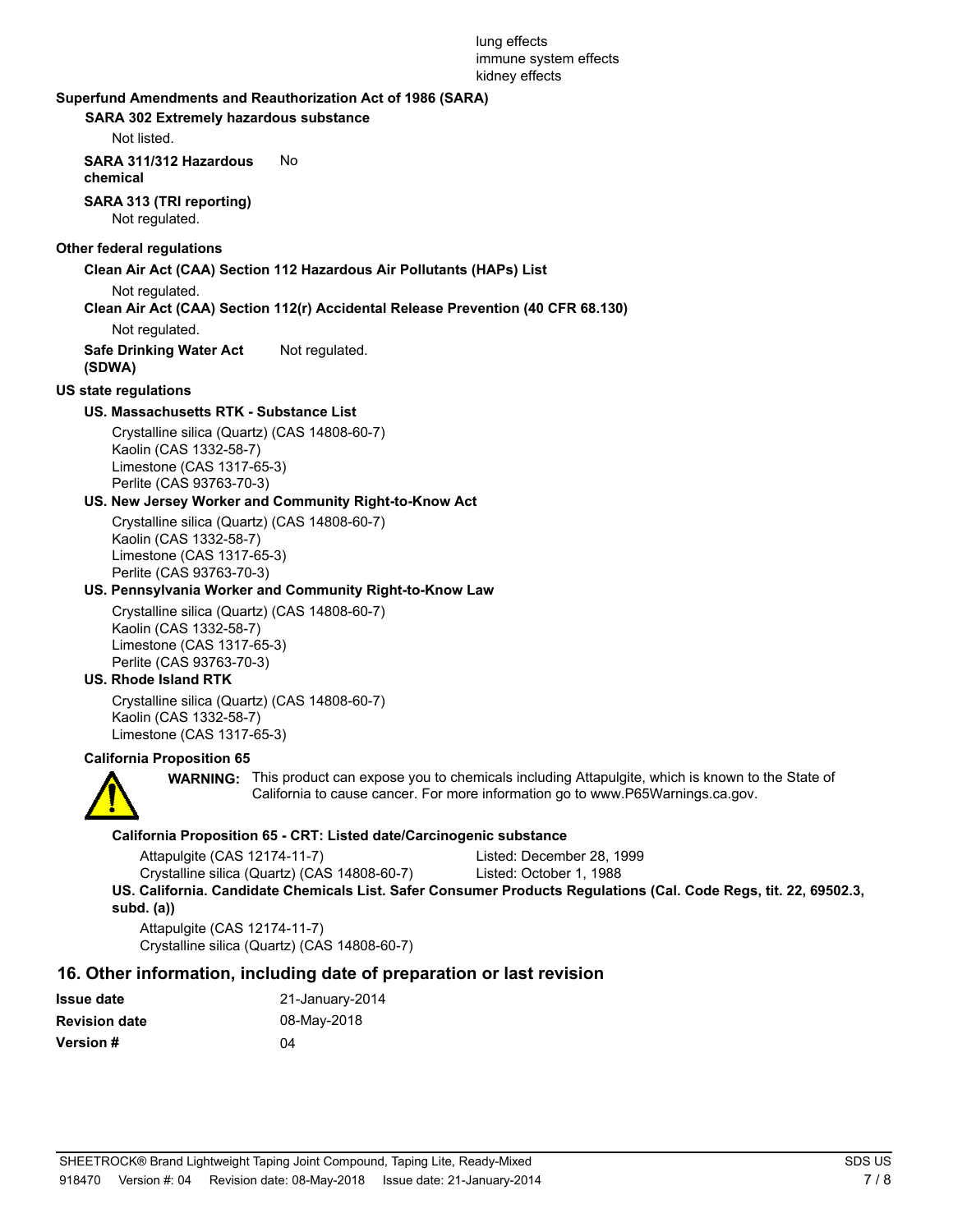lung effects
immune system effects
kidney effects

**Superfund Amendments and Reauthorization Act of 1986 (SARA)**

**SARA 302 Extremely hazardous substance**

Not listed.

**SARA 311/312 Hazardous chemical** No

**SARA 313 (TRI reporting)**

Not regulated.

**Other federal regulations**

**Clean Air Act (CAA) Section 112 Hazardous Air Pollutants (HAPs) List**

Not regulated.

**Clean Air Act (CAA) Section 112(r) Accidental Release Prevention (40 CFR 68.130)**

Not regulated.

**Safe Drinking Water Act (SDWA)** Not regulated.

**US state regulations**

**US. Massachusetts RTK - Substance List**

Crystalline silica (Quartz) (CAS 14808-60-7)
Kaolin (CAS 1332-58-7)
Limestone (CAS 1317-65-3)
Perlite (CAS 93763-70-3)

**US. New Jersey Worker and Community Right-to-Know Act**

Crystalline silica (Quartz) (CAS 14808-60-7)
Kaolin (CAS 1332-58-7)
Limestone (CAS 1317-65-3)
Perlite (CAS 93763-70-3)

**US. Pennsylvania Worker and Community Right-to-Know Law**

Crystalline silica (Quartz) (CAS 14808-60-7)
Kaolin (CAS 1332-58-7)
Limestone (CAS 1317-65-3)
Perlite (CAS 93763-70-3)

**US. Rhode Island RTK**

Crystalline silica (Quartz) (CAS 14808-60-7)
Kaolin (CAS 1332-58-7)
Limestone (CAS 1317-65-3)

**California Proposition 65**

**WARNING:** This product can expose you to chemicals including Attapulgite, which is known to the State of California to cause cancer. For more information go to www.P65Warnings.ca.gov.

**California Proposition 65 - CRT: Listed date/Carcinogenic substance**

| Substance | Listed date |
| --- | --- |
| Attapulgite (CAS 12174-11-7) | Listed: December 28, 1999 |
| Crystalline silica (Quartz) (CAS 14808-60-7) | Listed: October 1, 1988 |

**US. California. Candidate Chemicals List. Safer Consumer Products Regulations (Cal. Code Regs, tit. 22, 69502.3, subd. (a))**

Attapulgite (CAS 12174-11-7)
Crystalline silica (Quartz) (CAS 14808-60-7)

## 16. Other information, including date of preparation or last revision

| | |
| --- | --- |
| **Issue date** | 21-January-2014 |
| **Revision date** | 08-May-2018 |
| **Version #** | 04 |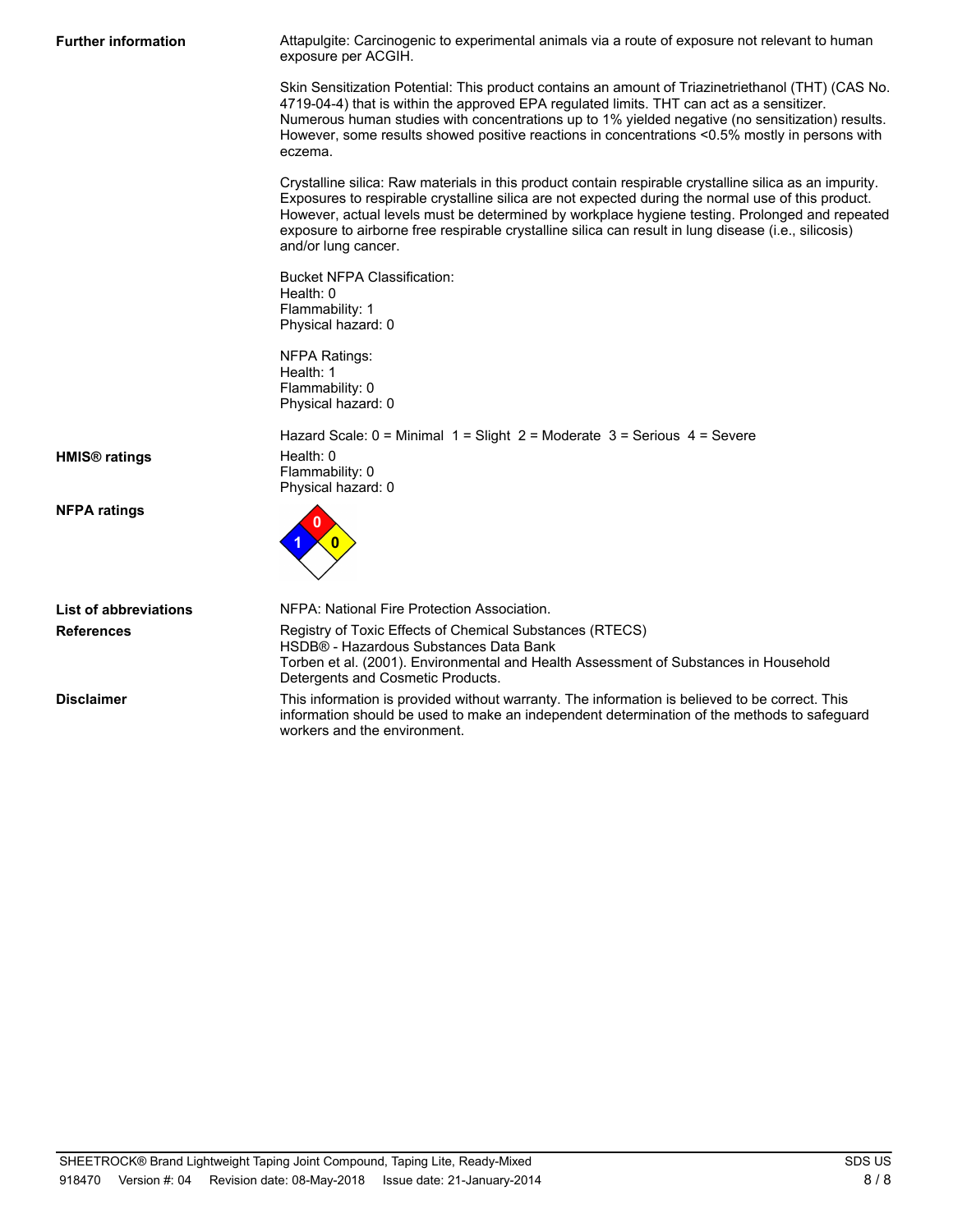**Further information**

Attapulgite: Carcinogenic to experimental animals via a route of exposure not relevant to human exposure per ACGIH.

Skin Sensitization Potential: This product contains an amount of Triazinetriethanol (THT) (CAS No. 4719-04-4) that is within the approved EPA regulated limits. THT can act as a sensitizer. Numerous human studies with concentrations up to 1% yielded negative (no sensitization) results. However, some results showed positive reactions in concentrations <0.5% mostly in persons with eczema.

Crystalline silica: Raw materials in this product contain respirable crystalline silica as an impurity. Exposures to respirable crystalline silica are not expected during the normal use of this product. However, actual levels must be determined by workplace hygiene testing. Prolonged and repeated exposure to airborne free respirable crystalline silica can result in lung disease (i.e., silicosis) and/or lung cancer.

Bucket NFPA Classification:
Health: 0
Flammability: 1
Physical hazard: 0

NFPA Ratings:
Health: 1
Flammability: 0
Physical hazard: 0

Hazard Scale: 0 = Minimal 1 = Slight 2 = Moderate 3 = Serious 4 = Severe

**HMIS® ratings**

Health: 0
Flammability: 0
Physical hazard: 0

**NFPA ratings**

0
1
0

**List of abbreviations**

NFPA: National Fire Protection Association.

**References**

Registry of Toxic Effects of Chemical Substances (RTECS)
HSDB® - Hazardous Substances Data Bank
Torben et al. (2001). Environmental and Health Assessment of Substances in Household Detergents and Cosmetic Products.

**Disclaimer**

This information is provided without warranty. The information is believed to be correct. This information should be used to make an independent determination of the methods to safeguard workers and the environment.